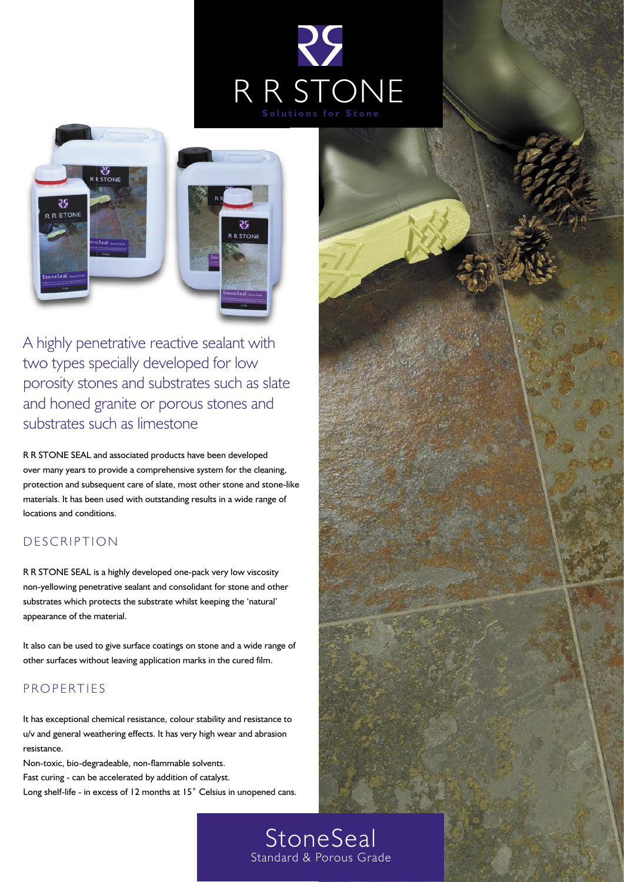# R R STONE

Solutions for Stone

A highly penetrative reactive sealant with two types specially developed for low porosity stones and substrates such as slate and honed granite or porous stones and substrates such as limestone

R R STONE SEAL and associated products have been developed over many years to provide a comprehensive system for the cleaning, protection and subsequent care of slate, most other stone and stone-like materials. It has been used with outstanding results in a wide range of locations and conditions.

## DESCRIPTION

R R STONE SEAL is a highly developed one-pack very low viscosity non-yellowing penetrative sealant and consolidant for stone and other substrates which protects the substrate whilst keeping the 'natural' appearance of the material.

It also can be used to give surface coatings on stone and a wide range of other surfaces without leaving application marks in the cured film.

## PROPERTIES

It has exceptional chemical resistance, colour stability and resistance to u/v and general weathering effects. It has very high wear and abrasion resistance.

Non-toxic, bio-degradeable, non-flammable solvents.

Fast curing - can be accelerated by addition of catalyst.

Long shelf-life - in excess of 12 months at 15˚ Celsius in unopened cans.

# StoneSeal

Standard & Porous Grade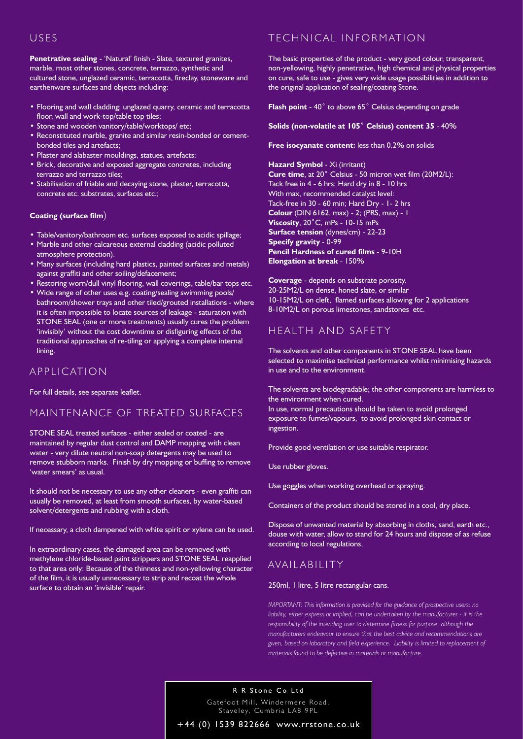## USES

**Penetrative sealing** - 'Natural' finish - Slate, textured granites, marble, most other stones, concrete, terrazzo, synthetic and cultured stone, unglazed ceramic, terracotta, fireclay, stoneware and earthenware surfaces and objects including:

- Flooring and wall cladding; unglazed quarry, ceramic and terracotta floor, wall and work-top/table top tiles;
- Stone and wooden vanitory/table/worktops/ etc;
- Reconstituted marble, granite and similar resin-bonded or cement-bonded tiles and artefacts;
- Plaster and alabaster mouldings, statues, artefacts;
- Brick, decorative and exposed aggregate concretes, including terrazzo and terrazzo tiles;
- Stabilisation of friable and decaying stone, plaster, terracotta, concrete etc. substrates, surfaces etc.;

**Coating (surface film**)

- Table/vanitory/bathroom etc. surfaces exposed to acidic spillage;
- Marble and other calcareous external cladding (acidic polluted atmosphere protection).
- Many surfaces (including hard plastics, painted surfaces and metals) against graffiti and other soiling/defacement;
- Restoring worn/dull vinyl flooring, wall coverings, table/bar tops etc.
- Wide range of other uses e.g. coating/sealing swimming pools/ bathroom/shower trays and other tiled/grouted installations - where it is often impossible to locate sources of leakage - saturation with STONE SEAL (one or more treatments) usually cures the problem 'invisibly' without the cost downtime or disfiguring effects of the traditional approaches of re-tiling or applying a complete internal lining.

## APPLICATION

For full details, see separate leaflet.

## MAINTENANCE OF TREATED SURFACES

STONE SEAL treated surfaces - either sealed or coated - are maintained by regular dust control and DAMP mopping with clean water - very dilute neutral non-soap detergents may be used to remove stubborn marks. Finish by dry mopping or buffing to remove 'water smears' as usual.

It should not be necessary to use any other cleaners - even graffiti can usually be removed, at least from smooth surfaces, by water-based solvent/detergents and rubbing with a cloth.

If necessary, a cloth dampened with white spirit or xylene can be used.

In extraordinary cases, the damaged area can be removed with methylene chloride-based paint strippers and STONE SEAL reapplied to that area only: Because of the thinness and non-yellowing character of the film, it is usually unnecessary to strip and recoat the whole surface to obtain an 'invisible' repair.

## TECHNICAL INFORMATION

The basic properties of the product - very good colour, transparent, non-yellowing, highly penetrative, high chemical and physical properties on cure, safe to use - gives very wide usage possibilities in addition to the original application of sealing/coating Stone.

**Flash point** - 40˚ to above 65˚ Celsius depending on grade

**Solids (non-volatile at 105˚ Celsius) content 35** - 40%

**Free isocyanate content:** less than 0.2% on solids

**Hazard Symbol** - Xi (irritant)
**Cure time**, at 20˚ Celsius - 50 micron wet film (20M2/L):
Tack free in 4 - 6 hrs; Hard dry in 8 - 10 hrs
With max, recommended catalyst level:
Tack-free in 30 - 60 min; Hard Dry - 1- 2 hrs
**Colour** (DIN 6162, max) - 2; (PRS, max) - 1
**Viscosity**, 20˚C, mPs - 10-15 mPs
**Surface tension** (dynes/cm) - 22-23
**Specify gravity** - 0-99
**Pencil Hardness of cured films** - 9-10H
**Elongation at break** - 150%

**Coverage** - depends on substrate porosity.
20-25M2/L on dense, honed slate, or similar
10-15M2/L on cleft, flamed surfaces allowing for 2 applications
8-10M2/L on porous limestones, sandstones etc.

## HEALTH AND SAFETY

The solvents and other components in STONE SEAL have been selected to maximise technical performance whilst minimising hazards in use and to the environment.

The solvents are biodegradable; the other components are harmless to the environment when cured.
In use, normal precautions should be taken to avoid prolonged exposure to fumes/vapours, to avoid prolonged skin contact or ingestion.

Provide good ventilation or use suitable respirator.

Use rubber gloves.

Use goggles when working overhead or spraying.

Containers of the product should be stored in a cool, dry place.

Dispose of unwanted material by absorbing in cloths, sand, earth etc., douse with water, allow to stand for 24 hours and dispose of as refuse according to local regulations.

## AVAILABILITY

250ml, 1 litre, 5 litre rectangular cans.

*IMPORTANT: This information is provided for the guidance of prospective users: no liability, either express or implied, can be undertaken by the manufacturer - it is the responsibility of the intending user to determine fitness for purpose, although the manufacturers endeavour to ensure that the best advice and recommendations are given, based on laboratory and field experience. Liability is limited to replacement of materials found to be defective in materials or manufacture.*

R R Stone Co Ltd
Gatefoot Mill, Windermere Road,
Staveley, Cumbria LA8 9PL

+44 (0) 1539 822666 www.rrstone.co.uk